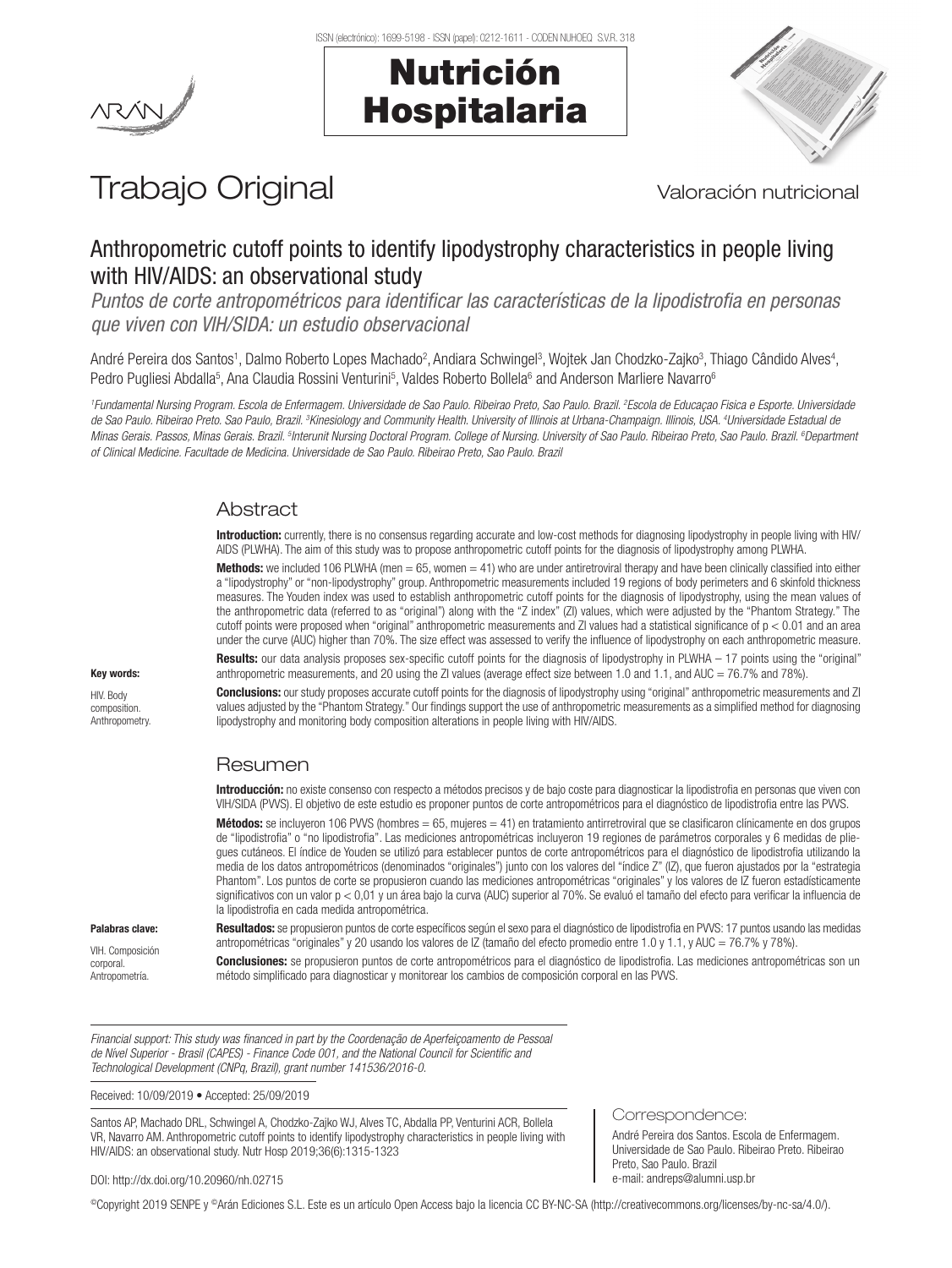# Trabajo Original

Valoración nutricional

## Anthropometric cutoff points to identify lipodystrophy characteristics in people living with HIV/AIDS: an observational study

*Puntos de corte antropométricos para identificar las características de la lipodistrofia en personas que viven con VIH/SIDA: un estudio observacional*

André Pereira dos Santos[1], Dalmo Roberto Lopes Machado[2], Andiara Schwingel[3], Wojtek Jan Chodzko-Zajko[3], Thiago Cândido Alves[4], Pedro Pugliesi Abdalla[5], Ana Claudia Rossini Venturini[5], Valdes Roberto Bollela[6] and Anderson Marliere Navarro[6]

*[1]Fundamental Nursing Program. Escola de Enfermagem. Universidade de Sao Paulo. Ribeirao Preto, Sao Paulo. Brazil. [2]Escola de Educaçao Fisica e Esporte. Universidade de Sao Paulo. Ribeirao Preto. Sao Paulo, Brazil. [3]Kinesiology and Community Health. University of Illinois at Urbana-Champaign. Illinois, USA. [4]Universidade Estadual de Minas Gerais. Passos, Minas Gerais. Brazil. [5]Interunit Nursing Doctoral Program. College of Nursing. University of Sao Paulo. Ribeirao Preto, Sao Paulo. Brazil. [6]Department of Clinical Medicine. Facultade de Medicina. Universidade de Sao Paulo. Ribeirao Preto, Sao Paulo. Brazil*

## Abstract

**Introduction:** currently, there is no consensus regarding accurate and low-cost methods for diagnosing lipodystrophy in people living with HIV/AIDS (PLWHA). The aim of this study was to propose anthropometric cutoff points for the diagnosis of lipodystrophy among PLWHA.

**Methods:** we included 106 PLWHA (men = 65, women = 41) who are under antiretroviral therapy and have been clinically classified into either a "lipodystrophy" or "non-lipodystrophy" group. Anthropometric measurements included 19 regions of body perimeters and 6 skinfold thickness measures. The Youden index was used to establish anthropometric cutoff points for the diagnosis of lipodystrophy, using the mean values of the anthropometric data (referred to as "original") along with the "Z index" (ZI) values, which were adjusted by the "Phantom Strategy." The cutoff points were proposed when "original" anthropometric measurements and ZI values had a statistical significance of $p < 0.01$ and an area under the curve (AUC) higher than 70%. The size effect was assessed to verify the influence of lipodystrophy on each anthropometric measure.

**Results:** our data analysis proposes sex-specific cutoff points for the diagnosis of lipodystrophy in PLWHA – 17 points using the "original" anthropometric measurements, and 20 using the ZI values (average effect size between 1.0 and 1.1, and AUC = 76.7% and 78%).

**Conclusions:** our study proposes accurate cutoff points for the diagnosis of lipodystrophy using "original" anthropometric measurements and ZI values adjusted by the "Phantom Strategy." Our findings support the use of anthropometric measurements as a simplified method for diagnosing lipodystrophy and monitoring body composition alterations in people living with HIV/AIDS.

**Key words:**

HIV. Body composition. Anthropometry.

## Resumen

**Introducción:** no existe consenso con respecto a métodos precisos y de bajo coste para diagnosticar la lipodistrofia en personas que viven con VIH/SIDA (PVVS). El objetivo de este estudio es proponer puntos de corte antropométricos para el diagnóstico de lipodistrofia entre las PVVS.

**Métodos:** se incluyeron 106 PVVS (hombres = 65, mujeres = 41) en tratamiento antirretroviral que se clasificaron clínicamente en dos grupos de "lipodistrofia" o "no lipodistrofia". Las mediciones antropométricas incluyeron 19 regiones de parámetros corporales y 6 medidas de pliegues cutáneos. El índice de Youden se utilizó para establecer puntos de corte antropométricos para el diagnóstico de lipodistrofia utilizando la media de los datos antropométricos (denominados "originales") junto con los valores del "índice Z" (IZ), que fueron ajustados por la "estrategia Phantom". Los puntos de corte se propusieron cuando las mediciones antropométricas "originales" y los valores de IZ fueron estadísticamente significativos con un valor $p < 0,01$ y un área bajo la curva (AUC) superior al 70%. Se evaluó el tamaño del efecto para verificar la influencia de la lipodistrofia en cada medida antropométrica.

**Resultados:** se propusieron puntos de corte específicos según el sexo para el diagnóstico de lipodistrofia en PVVS: 17 puntos usando las medidas antropométricas "originales" y 20 usando los valores de IZ (tamaño del efecto promedio entre 1.0 y 1.1, y AUC = 76.7% y 78%).

**Conclusiones:** se propusieron puntos de corte antropométricos para el diagnóstico de lipodistrofia. Las mediciones antropométricas son un método simplificado para diagnosticar y monitorear los cambios de composición corporal en las PVVS.

**Palabras clave:**

VIH. Composición corporal. Antropometría.

---

*Financial support: This study was financed in part by the Coordenação de Aperfeiçoamento de Pessoal de Nível Superior - Brasil (CAPES) - Finance Code 001, and the National Council for Scientific and Technological Development (CNPq, Brazil), grant number 141536/2016-0.*

Received: 10/09/2019 • Accepted: 25/09/2019

Santos AP, Machado DRL, Schwingel A, Chodzko-Zajko WJ, Alves TC, Abdalla PP, Venturini ACR, Bollela VR, Navarro AM. Anthropometric cutoff points to identify lipodystrophy characteristics in people living with HIV/AIDS: an observational study. Nutr Hosp 2019;36(6):1315-1323

DOI: http://dx.doi.org/10.20960/nh.02715

Correspondence:

André Pereira dos Santos. Escola de Enfermagem. Universidade de Sao Paulo. Ribeirao Preto. Ribeirao Preto, Sao Paulo. Brazil
e-mail: andreps@alumni.usp.br

©Copyright 2019 SENPE y ©Arán Ediciones S.L. Este es un artículo Open Access bajo la licencia CC BY-NC-SA (http://creativecommons.org/licenses/by-nc-sa/4.0/).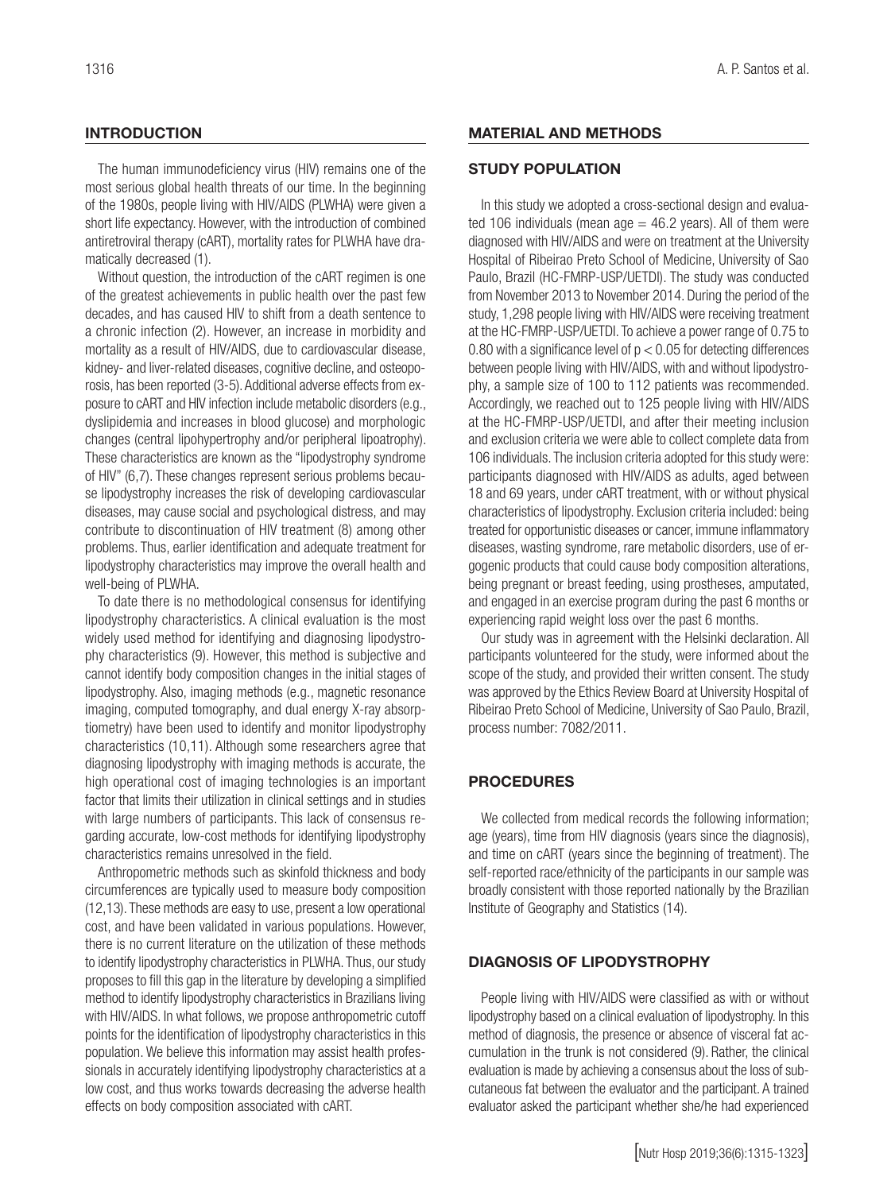## INTRODUCTION

The human immunodeficiency virus (HIV) remains one of the most serious global health threats of our time. In the beginning of the 1980s, people living with HIV/AIDS (PLWHA) were given a short life expectancy. However, with the introduction of combined antiretroviral therapy (cART), mortality rates for PLWHA have dramatically decreased (1).

Without question, the introduction of the cART regimen is one of the greatest achievements in public health over the past few decades, and has caused HIV to shift from a death sentence to a chronic infection (2). However, an increase in morbidity and mortality as a result of HIV/AIDS, due to cardiovascular disease, kidney- and liver-related diseases, cognitive decline, and osteoporosis, has been reported (3-5). Additional adverse effects from exposure to cART and HIV infection include metabolic disorders (e.g., dyslipidemia and increases in blood glucose) and morphologic changes (central lipohypertrophy and/or peripheral lipoatrophy). These characteristics are known as the "lipodystrophy syndrome of HIV" (6,7). These changes represent serious problems because lipodystrophy increases the risk of developing cardiovascular diseases, may cause social and psychological distress, and may contribute to discontinuation of HIV treatment (8) among other problems. Thus, earlier identification and adequate treatment for lipodystrophy characteristics may improve the overall health and well-being of PLWHA.

To date there is no methodological consensus for identifying lipodystrophy characteristics. A clinical evaluation is the most widely used method for identifying and diagnosing lipodystrophy characteristics (9). However, this method is subjective and cannot identify body composition changes in the initial stages of lipodystrophy. Also, imaging methods (e.g., magnetic resonance imaging, computed tomography, and dual energy X-ray absorptiometry) have been used to identify and monitor lipodystrophy characteristics (10,11). Although some researchers agree that diagnosing lipodystrophy with imaging methods is accurate, the high operational cost of imaging technologies is an important factor that limits their utilization in clinical settings and in studies with large numbers of participants. This lack of consensus regarding accurate, low-cost methods for identifying lipodystrophy characteristics remains unresolved in the field.

Anthropometric methods such as skinfold thickness and body circumferences are typically used to measure body composition (12,13). These methods are easy to use, present a low operational cost, and have been validated in various populations. However, there is no current literature on the utilization of these methods to identify lipodystrophy characteristics in PLWHA. Thus, our study proposes to fill this gap in the literature by developing a simplified method to identify lipodystrophy characteristics in Brazilians living with HIV/AIDS. In what follows, we propose anthropometric cutoff points for the identification of lipodystrophy characteristics in this population. We believe this information may assist health professionals in accurately identifying lipodystrophy characteristics at a low cost, and thus works towards decreasing the adverse health effects on body composition associated with cART.

## MATERIAL AND METHODS

### STUDY POPULATION

In this study we adopted a cross-sectional design and evaluated 106 individuals (mean age = 46.2 years). All of them were diagnosed with HIV/AIDS and were on treatment at the University Hospital of Ribeirao Preto School of Medicine, University of Sao Paulo, Brazil (HC-FMRP-USP/UETDI). The study was conducted from November 2013 to November 2014. During the period of the study, 1,298 people living with HIV/AIDS were receiving treatment at the HC-FMRP-USP/UETDI. To achieve a power range of 0.75 to 0.80 with a significance level of $p < 0.05$ for detecting differences between people living with HIV/AIDS, with and without lipodystrophy, a sample size of 100 to 112 patients was recommended. Accordingly, we reached out to 125 people living with HIV/AIDS at the HC-FMRP-USP/UETDI, and after their meeting inclusion and exclusion criteria we were able to collect complete data from 106 individuals. The inclusion criteria adopted for this study were: participants diagnosed with HIV/AIDS as adults, aged between 18 and 69 years, under cART treatment, with or without physical characteristics of lipodystrophy. Exclusion criteria included: being treated for opportunistic diseases or cancer, immune inflammatory diseases, wasting syndrome, rare metabolic disorders, use of ergogenic products that could cause body composition alterations, being pregnant or breast feeding, using prostheses, amputated, and engaged in an exercise program during the past 6 months or experiencing rapid weight loss over the past 6 months.

Our study was in agreement with the Helsinki declaration. All participants volunteered for the study, were informed about the scope of the study, and provided their written consent. The study was approved by the Ethics Review Board at University Hospital of Ribeirao Preto School of Medicine, University of Sao Paulo, Brazil, process number: 7082/2011.

### PROCEDURES

We collected from medical records the following information; age (years), time from HIV diagnosis (years since the diagnosis), and time on cART (years since the beginning of treatment). The self-reported race/ethnicity of the participants in our sample was broadly consistent with those reported nationally by the Brazilian Institute of Geography and Statistics (14).

### DIAGNOSIS OF LIPODYSTROPHY

People living with HIV/AIDS were classified as with or without lipodystrophy based on a clinical evaluation of lipodystrophy. In this method of diagnosis, the presence or absence of visceral fat accumulation in the trunk is not considered (9). Rather, the clinical evaluation is made by achieving a consensus about the loss of subcutaneous fat between the evaluator and the participant. A trained evaluator asked the participant whether she/he had experienced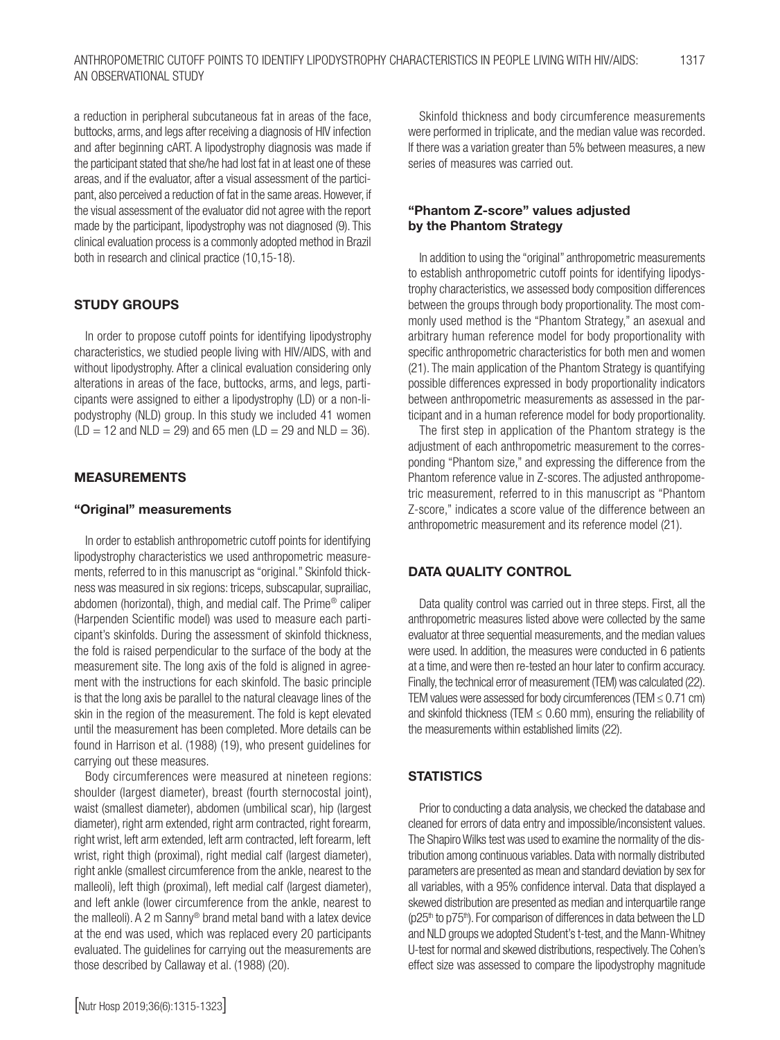a reduction in peripheral subcutaneous fat in areas of the face, buttocks, arms, and legs after receiving a diagnosis of HIV infection and after beginning cART. A lipodystrophy diagnosis was made if the participant stated that she/he had lost fat in at least one of these areas, and if the evaluator, after a visual assessment of the participant, also perceived a reduction of fat in the same areas. However, if the visual assessment of the evaluator did not agree with the report made by the participant, lipodystrophy was not diagnosed (9). This clinical evaluation process is a commonly adopted method in Brazil both in research and clinical practice (10,15-18).

## STUDY GROUPS

In order to propose cutoff points for identifying lipodystrophy characteristics, we studied people living with HIV/AIDS, with and without lipodystrophy. After a clinical evaluation considering only alterations in areas of the face, buttocks, arms, and legs, participants were assigned to either a lipodystrophy (LD) or a non-lipodystrophy (NLD) group. In this study we included 41 women (LD = 12 and NLD = 29) and 65 men (LD = 29 and NLD = 36).

## MEASUREMENTS

### "Original" measurements

In order to establish anthropometric cutoff points for identifying lipodystrophy characteristics we used anthropometric measurements, referred to in this manuscript as "original." Skinfold thickness was measured in six regions: triceps, subscapular, suprailiac, abdomen (horizontal), thigh, and medial calf. The Prime® caliper (Harpenden Scientific model) was used to measure each participant's skinfolds. During the assessment of skinfold thickness, the fold is raised perpendicular to the surface of the body at the measurement site. The long axis of the fold is aligned in agreement with the instructions for each skinfold. The basic principle is that the long axis be parallel to the natural cleavage lines of the skin in the region of the measurement. The fold is kept elevated until the measurement has been completed. More details can be found in Harrison et al. (1988) (19), who present guidelines for carrying out these measures.

Body circumferences were measured at nineteen regions: shoulder (largest diameter), breast (fourth sternocostal joint), waist (smallest diameter), abdomen (umbilical scar), hip (largest diameter), right arm extended, right arm contracted, right forearm, right wrist, left arm extended, left arm contracted, left forearm, left wrist, right thigh (proximal), right medial calf (largest diameter), right ankle (smallest circumference from the ankle, nearest to the malleoli), left thigh (proximal), left medial calf (largest diameter), and left ankle (lower circumference from the ankle, nearest to the malleoli). A 2 m Sanny® brand metal band with a latex device at the end was used, which was replaced every 20 participants evaluated. The guidelines for carrying out the measurements are those described by Callaway et al. (1988) (20).

Skinfold thickness and body circumference measurements were performed in triplicate, and the median value was recorded. If there was a variation greater than 5% between measures, a new series of measures was carried out.

### "Phantom Z-score" values adjusted by the Phantom Strategy

In addition to using the "original" anthropometric measurements to establish anthropometric cutoff points for identifying lipodystrophy characteristics, we assessed body composition differences between the groups through body proportionality. The most commonly used method is the "Phantom Strategy," an asexual and arbitrary human reference model for body proportionality with specific anthropometric characteristics for both men and women (21). The main application of the Phantom Strategy is quantifying possible differences expressed in body proportionality indicators between anthropometric measurements as assessed in the participant and in a human reference model for body proportionality.

The first step in application of the Phantom strategy is the adjustment of each anthropometric measurement to the corresponding "Phantom size," and expressing the difference from the Phantom reference value in Z-scores. The adjusted anthropometric measurement, referred to in this manuscript as "Phantom Z-score," indicates a score value of the difference between an anthropometric measurement and its reference model (21).

## DATA QUALITY CONTROL

Data quality control was carried out in three steps. First, all the anthropometric measures listed above were collected by the same evaluator at three sequential measurements, and the median values were used. In addition, the measures were conducted in 6 patients at a time, and were then re-tested an hour later to confirm accuracy. Finally, the technical error of measurement (TEM) was calculated (22). TEM values were assessed for body circumferences (TEM ≤ 0.71 cm) and skinfold thickness (TEM ≤ 0.60 mm), ensuring the reliability of the measurements within established limits (22).

## STATISTICS

Prior to conducting a data analysis, we checked the database and cleaned for errors of data entry and impossible/inconsistent values. The Shapiro Wilks test was used to examine the normality of the distribution among continuous variables. Data with normally distributed parameters are presented as mean and standard deviation by sex for all variables, with a 95% confidence interval. Data that displayed a skewed distribution are presented as median and interquartile range (p25th to p75th). For comparison of differences in data between the LD and NLD groups we adopted Student's t-test, and the Mann-Whitney U-test for normal and skewed distributions, respectively. The Cohen's effect size was assessed to compare the lipodystrophy magnitude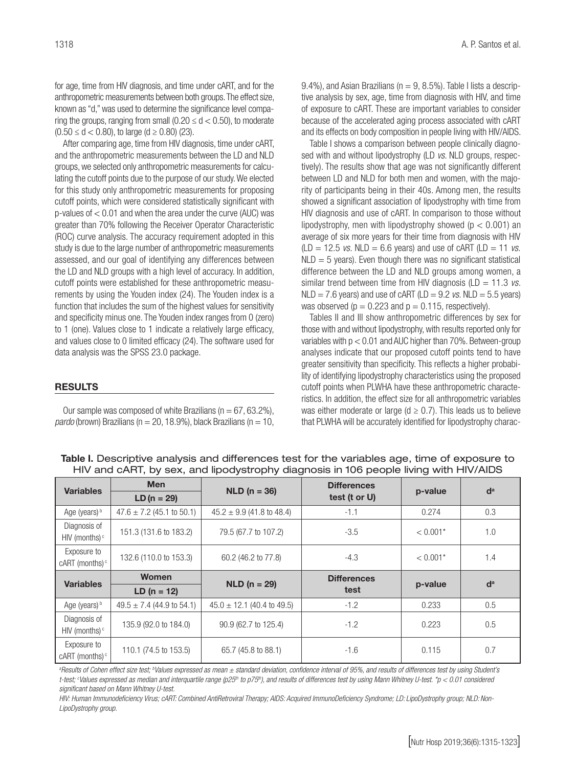for age, time from HIV diagnosis, and time under cART, and for the anthropometric measurements between both groups. The effect size, known as "d," was used to determine the significance level comparing the groups, ranging from small ($0.20 \leq d < 0.50$), to moderate ($0.50 \leq d < 0.80$), to large ($d \geq 0.80$) (23).

After comparing age, time from HIV diagnosis, time under cART, and the anthropometric measurements between the LD and NLD groups, we selected only anthropometric measurements for calculating the cutoff points due to the purpose of our study. We elected for this study only anthropometric measurements for proposing cutoff points, which were considered statistically significant with p-values of < 0.01 and when the area under the curve (AUC) was greater than 70% following the Receiver Operator Characteristic (ROC) curve analysis. The accuracy requirement adopted in this study is due to the large number of anthropometric measurements assessed, and our goal of identifying any differences between the LD and NLD groups with a high level of accuracy. In addition, cutoff points were established for these anthropometric measurements by using the Youden index (24). The Youden index is a function that includes the sum of the highest values for sensitivity and specificity minus one. The Youden index ranges from 0 (zero) to 1 (one). Values close to 1 indicate a relatively large efficacy, and values close to 0 limited efficacy (24). The software used for data analysis was the SPSS 23.0 package.

## RESULTS

Our sample was composed of white Brazilians (n = 67, 63.2%), *pardo* (brown) Brazilians (n = 20, 18.9%), black Brazilians (n = 10, 9.4%), and Asian Brazilians (n = 9, 8.5%). Table I lists a descriptive analysis by sex, age, time from diagnosis with HIV, and time of exposure to cART. These are important variables to consider because of the accelerated aging process associated with cART and its effects on body composition in people living with HIV/AIDS.

Table I shows a comparison between people clinically diagnosed with and without lipodystrophy (LD *vs.* NLD groups, respectively). The results show that age was not significantly different between LD and NLD for both men and women, with the majority of participants being in their 40s. Among men, the results showed a significant association of lipodystrophy with time from HIV diagnosis and use of cART. In comparison to those without lipodystrophy, men with lipodystrophy showed ($p < 0.001$) an average of six more years for their time from diagnosis with HIV (LD = 12.5 *vs.* NLD = 6.6 years) and use of cART (LD = 11 *vs.* NLD = 5 years). Even though there was no significant statistical difference between the LD and NLD groups among women, a similar trend between time from HIV diagnosis (LD = 11.3 *vs.* NLD = 7.6 years) and use of cART (LD = 9.2 *vs.* NLD = 5.5 years) was observed ($p = 0.223$ and $p = 0.115$, respectively).

Tables II and III show anthropometric differences by sex for those with and without lipodystrophy, with results reported only for variables with $p < 0.01$ and AUC higher than 70%. Between-group analyses indicate that our proposed cutoff points tend to have greater sensitivity than specificity. This reflects a higher probability of identifying lipodystrophy characteristics using the proposed cutoff points when PLWHA have these anthropometric characteristics. In addition, the effect size for all anthropometric variables was either moderate or large ($d \geq 0.7$). This leads us to believe that PLWHA will be accurately identified for lipodystrophy charac-

**Table I.** Descriptive analysis and differences test for the variables age, time of exposure to HIV and cART, by sex, and lipodystrophy diagnosis in 106 people living with HIV/AIDS

| Variables | Men<br>LD (n = 29) | NLD (n = 36) | Differences test (t or U) | p-value | d[a] |
|---|---|---|---|---|---|
| Age (years)[b] | 47.6 ± 7.2 (45.1 to 50.1) | 45.2 ± 9.9 (41.8 to 48.4) | -1.1 | 0.274 | 0.3 |
| Diagnosis of HIV (months)[c] | 151.3 (131.6 to 183.2) | 79.5 (67.7 to 107.2) | -3.5 | < 0.001* | 1.0 |
| Exposure to cART (months)[c] | 132.6 (110.0 to 153.3) | 60.2 (46.2 to 77.8) | -4.3 | < 0.001* | 1.4 |
| **Variables** | **Women<br>LD (n = 12)** | **NLD (n = 29)** | **Differences test** | **p-value** | **d[a]** |
| Age (years)[b] | 49.5 ± 7.4 (44.9 to 54.1) | 45.0 ± 12.1 (40.4 to 49.5) | -1.2 | 0.233 | 0.5 |
| Diagnosis of HIV (months)[c] | 135.9 (92.0 to 184.0) | 90.9 (62.7 to 125.4) | -1.2 | 0.223 | 0.5 |
| Exposure to cART (months)[c] | 110.1 (74.5 to 153.5) | 65.7 (45.8 to 88.1) | -1.6 | 0.115 | 0.7 |

*[a]Results of Cohen effect size test; [b]Values expressed as mean ± standard deviation, confidence interval of 95%, and results of differences test by using Student's t-test; [c]Values expressed as median and interquartile range (p25th to p75th), and results of differences test by using Mann Whitney U-test. *p < 0.01 considered significant based on Mann Whitney U-test.*

*HIV: Human Immunodeficiency Virus; cART: Combined AntiRetroviral Therapy; AIDS: Acquired ImmunoDeficiency Syndrome; LD: LipoDystrophy group; NLD: Non-LipoDystrophy group.*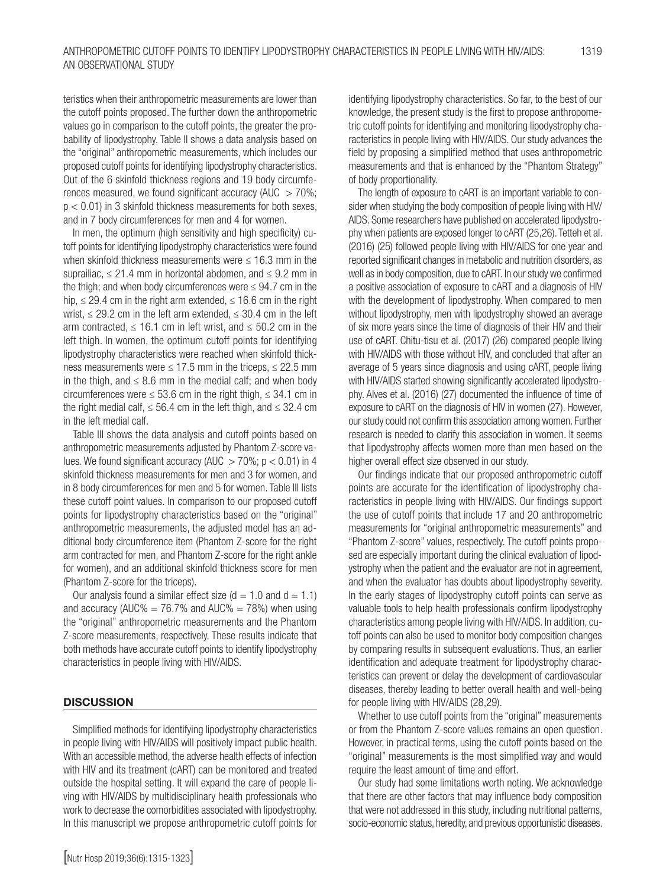teristics when their anthropometric measurements are lower than the cutoff points proposed. The further down the anthropometric values go in comparison to the cutoff points, the greater the probability of lipodystrophy. Table II shows a data analysis based on the "original" anthropometric measurements, which includes our proposed cutoff points for identifying lipodystrophy characteristics. Out of the 6 skinfold thickness regions and 19 body circumferences measured, we found significant accuracy (AUC $> 70\%$; $p < 0.01$) in 3 skinfold thickness measurements for both sexes, and in 7 body circumferences for men and 4 for women.

In men, the optimum (high sensitivity and high specificity) cutoff points for identifying lipodystrophy characteristics were found when skinfold thickness measurements were $\leq$ 16.3 mm in the suprailiac, $\leq$ 21.4 mm in horizontal abdomen, and $\leq$ 9.2 mm in the thigh; and when body circumferences were $\leq$ 94.7 cm in the hip, $\leq$ 29.4 cm in the right arm extended, $\leq$ 16.6 cm in the right wrist, $\leq$ 29.2 cm in the left arm extended, $\leq$ 30.4 cm in the left arm contracted, $\leq$ 16.1 cm in left wrist, and $\leq$ 50.2 cm in the left thigh. In women, the optimum cutoff points for identifying lipodystrophy characteristics were reached when skinfold thickness measurements were $\leq$ 17.5 mm in the triceps, $\leq$ 22.5 mm in the thigh, and $\leq$ 8.6 mm in the medial calf; and when body circumferences were $\leq$ 53.6 cm in the right thigh, $\leq$ 34.1 cm in the right medial calf, $\leq$ 56.4 cm in the left thigh, and $\leq$ 32.4 cm in the left medial calf.

Table III shows the data analysis and cutoff points based on anthropometric measurements adjusted by Phantom Z-score values. We found significant accuracy (AUC $> 70\%$; $p < 0.01$) in 4 skinfold thickness measurements for men and 3 for women, and in 8 body circumferences for men and 5 for women. Table III lists these cutoff point values. In comparison to our proposed cutoff points for lipodystrophy characteristics based on the "original" anthropometric measurements, the adjusted model has an additional body circumference item (Phantom Z-score for the right arm contracted for men, and Phantom Z-score for the right ankle for women), and an additional skinfold thickness score for men (Phantom Z-score for the triceps).

Our analysis found a similar effect size ($d = 1.0$ and $d = 1.1$) and accuracy (AUC% = 76.7% and AUC% = 78%) when using the "original" anthropometric measurements and the Phantom Z-score measurements, respectively. These results indicate that both methods have accurate cutoff points to identify lipodystrophy characteristics in people living with HIV/AIDS.

## DISCUSSION

Simplified methods for identifying lipodystrophy characteristics in people living with HIV/AIDS will positively impact public health. With an accessible method, the adverse health effects of infection with HIV and its treatment (cART) can be monitored and treated outside the hospital setting. It will expand the care of people living with HIV/AIDS by multidisciplinary health professionals who work to decrease the comorbidities associated with lipodystrophy. In this manuscript we propose anthropometric cutoff points for identifying lipodystrophy characteristics. So far, to the best of our knowledge, the present study is the first to propose anthropometric cutoff points for identifying and monitoring lipodystrophy characteristics in people living with HIV/AIDS. Our study advances the field by proposing a simplified method that uses anthropometric measurements and that is enhanced by the "Phantom Strategy" of body proportionality.

The length of exposure to cART is an important variable to consider when studying the body composition of people living with HIV/AIDS. Some researchers have published on accelerated lipodystrophy when patients are exposed longer to cART (25,26). Tetteh et al. (2016) (25) followed people living with HIV/AIDS for one year and reported significant changes in metabolic and nutrition disorders, as well as in body composition, due to cART. In our study we confirmed a positive association of exposure to cART and a diagnosis of HIV with the development of lipodystrophy. When compared to men without lipodystrophy, men with lipodystrophy showed an average of six more years since the time of diagnosis of their HIV and their use of cART. Chitu-tisu et al. (2017) (26) compared people living with HIV/AIDS with those without HIV, and concluded that after an average of 5 years since diagnosis and using cART, people living with HIV/AIDS started showing significantly accelerated lipodystrophy. Alves et al. (2016) (27) documented the influence of time of exposure to cART on the diagnosis of HIV in women (27). However, our study could not confirm this association among women. Further research is needed to clarify this association in women. It seems that lipodystrophy affects women more than men based on the higher overall effect size observed in our study.

Our findings indicate that our proposed anthropometric cutoff points are accurate for the identification of lipodystrophy characteristics in people living with HIV/AIDS. Our findings support the use of cutoff points that include 17 and 20 anthropometric measurements for "original anthropometric measurements" and "Phantom Z-score" values, respectively. The cutoff points proposed are especially important during the clinical evaluation of lipodystrophy when the patient and the evaluator are not in agreement, and when the evaluator has doubts about lipodystrophy severity. In the early stages of lipodystrophy cutoff points can serve as valuable tools to help health professionals confirm lipodystrophy characteristics among people living with HIV/AIDS. In addition, cutoff points can also be used to monitor body composition changes by comparing results in subsequent evaluations. Thus, an earlier identification and adequate treatment for lipodystrophy characteristics can prevent or delay the development of cardiovascular diseases, thereby leading to better overall health and well-being for people living with HIV/AIDS (28,29).

Whether to use cutoff points from the "original" measurements or from the Phantom Z-score values remains an open question. However, in practical terms, using the cutoff points based on the "original" measurements is the most simplified way and would require the least amount of time and effort.

Our study had some limitations worth noting. We acknowledge that there are other factors that may influence body composition that were not addressed in this study, including nutritional patterns, socio-economic status, heredity, and previous opportunistic diseases.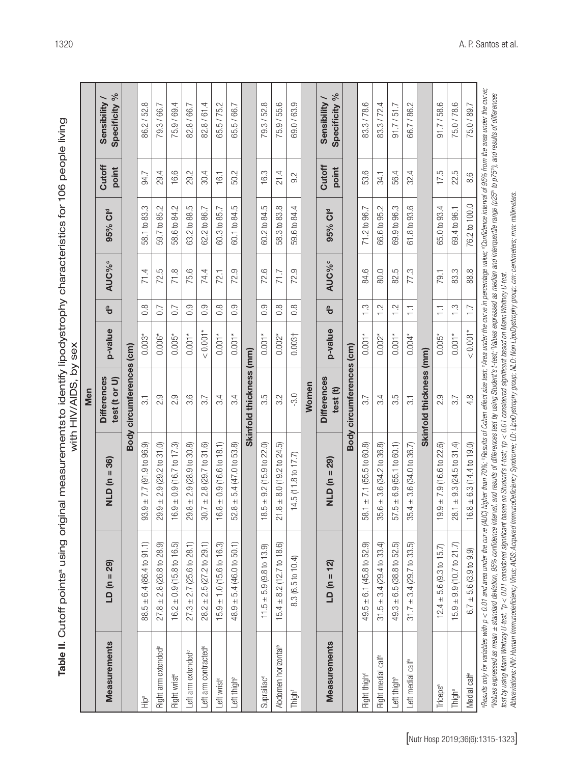**Table II.** Cutoff points[a] using original measurements to identify lipodystrophy characteristics for 106 people living with HIV/AIDS, by sex

| Measurements | LD (n = 29) | NLD (n = 36) | Differences test (t or U) | p-value | d[b] | AUC%[c] | 95% CI[d] | Cutoff point | Sensibility / Specificity % |
|---|---|---|---|---|---|---|---|---|---|
| **Men** | | | | | | | | | |
| **Body circumferences (cm)** | | | | | | | | | |
| Hip[e] | 88.5 ± 6.4 (86.4 to 91.1) | 93.9 ± 7.7 (91.9 to 96.9) | 3.1 | 0.003* | 0.8 | 71.4 | 58.1 to 83.3 | 94.7 | 86.2 / 52.8 |
| Right arm extended[e] | 27.8 ± 2.8 (26.8 to 28.9) | 29.9 ± 2.9 (29.2 to 31.0) | 2.9 | 0.006* | 0.7 | 72.5 | 59.7 to 85.2 | 29.4 | 79.3 / 66.7 |
| Right wrist[e] | 16.2 ± 0.9 (15.8 to 16.5) | 16.9 ± 0.9 (16.7 to 17.3) | 2.9 | 0.005* | 0.7 | 71.8 | 58.6 to 84.2 | 16.6 | 75.9 / 69.4 |
| Left arm extended[e] | 27.3 ± 2.7 (25.6 to 28.1) | 29.8 ± 2.9 (28.9 to 30.8) | 3.6 | 0.001* | 0.9 | 75.6 | 63.2 to 88.5 | 29.2 | 82.8 / 66.7 |
| Left arm contracted[e] | 28.2 ± 2.5 (27.2 to 29.1) | 30.7 ± 2.8 (29.7 to 31.6) | 3.7 | < 0.001* | 0.9 | 74.4 | 62.2 to 86.7 | 30.4 | 82.8 / 61.4 |
| Left wrist[e] | 15.9 ± 1.0 (15.6 to 16.3) | 16.8 ± 0.9 (16.6 to 18.1) | 3.4 | 0.001* | 0.8 | 72.1 | 60.3 to 85.7 | 16.1 | 65.5 / 75.2 |
| Left thigh[e] | 48.9 ± 5.4 (46.0 to 50.1) | 52.8 ± 5.4 (47.0 to 53.8) | 3.4 | 0.001* | 0.9 | 72.9 | 60.1 to 84.5 | 50.2 | 65.5 / 66.7 |
| **Skinfold thickness (mm)** | | | | | | | | | |
| Suprailiac[e] | 11.5 ± 5.9 (9.8 to 13.9) | 18.5 ± 9.2 (15.9 to 22.0) | 3.5 | 0.001* | 0.9 | 72.6 | 60.2 to 84.5 | 16.3 | 79.3 / 52.8 |
| Abdomen horizontal[e] | 15.4 ± 8.2 (12.7 to 18.6) | 21.8 ± 8.0 (19.2 to 24.5) | 3.2 | 0.002* | 0.8 | 71.7 | 58.3 to 83.8 | 21.4 | 75.9 / 55.6 |
| Thigh[f] | 8.3 (6.5 to 10.4) | 14.5 (11.8 to 17.7) | -3.0 | 0.003† | 0.8 | 72.9 | 59.6 to 84.4 | 9.2 | 69.0 / 63.9 |
| **Women** | | | | | | | | | |
| **Measurements** | **LD (n = 12)** | **NLD (n = 29)** | **Differences test (t)** | **p-value** | **d[b]** | **AUC%[c]** | **95% CI[d]** | **Cutoff point** | **Sensibility / Specificity %** |
| **Body circumferences (cm)** | | | | | | | | | |
| Right thigh[e] | 49.5 ± 6.1 (45.8 to 52.9) | 58.1 ± 7.1 (55.5 to 60.8) | 3.7 | 0.001* | 1.3 | 84.6 | 71.2 to 96.7 | 53.6 | 83.3 / 78.6 |
| Right medial calf[e] | 31.5 ± 3.4 (29.4 to 33.4) | 35.6 ± 3.6 (34.2 to 36.8) | 3.4 | 0.002* | 1.2 | 80.0 | 66.6 to 95.2 | 34.1 | 83.3 / 72.4 |
| Left thigh[e] | 49.3 ± 6.5 (38.8 to 52.5) | 57.5 ± 6.9 (55.1 to 60.1) | 3.5 | 0.001* | 1.2 | 82.5 | 69.9 to 96.3 | 56.4 | 91.7 / 51.7 |
| Left medial calf[e] | 31.7 ± 3.4 (29.7 to 33.5) | 35.4 ± 3.6 (34.0 to 36.7) | 3.1 | 0.004* | 1.1 | 77.3 | 61.8 to 93.6 | 32.4 | 66.7 / 86.2 |
| **Skinfold thickness (mm)** | | | | | | | | | |
| Triceps[e] | 12.4 ± 5.6 (9.3 to 15.7) | 19.9 ± 7.9 (16.6 to 22.6) | 2.9 | 0.005* | 1.1 | 79.1 | 65.0 to 93.4 | 17.5 | 91.7 / 58.6 |
| Thigh[e] | 15.9 ± 9.9 (10.7 to 21.7) | 28.1 ± 9.3 (24.5 to 31.4) | 3.7 | 0.001* | 1.3 | 83.3 | 69.4 to 96.1 | 22.5 | 75.0 / 78.6 |
| Medial calf[e] | 6.7 ± 5.6 (3.9 to 9.9) | 16.8 ± 6.3 (14.4 to 19.0) | 4.8 | < 0.001* | 1.7 | 88.8 | 76.2 to 100.0 | 8.6 | 75.0 / 89.7 |

[a]Results only for variables with p < 0.01 and area under the curve (AUC) higher than 70%; [b]Results of Cohen effect size test; [c]Area under the curve in percentage value; [d]Confidence interval of 95% from the area under the curve; [e]Values expressed as mean ± standard deviation, 95% confidence interval, and results of differences test by using Student's t-test; [f]Values expressed as median and interquartile range (p25[th] to p75[th]), and results of differences test by using Mann Whitney U-test; *p < 0.01 considered significant based on Student's t-test; †p < 0.01 considered significant based on Mann Whitney U-test.

Abbreviations: HIV: Human Immunodeficiency Virus; AIDS: Acquired ImmunoDeficiency Syndrome; LD: LipoDystrophy group; NLD: Non LipoDystrophy group; cm: centimeters; mm: millimeters.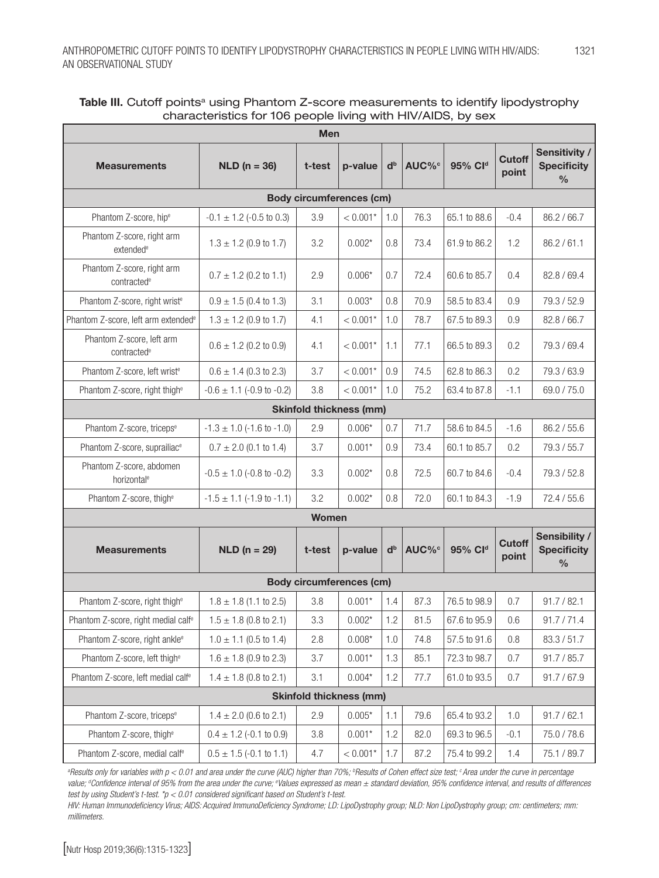**Table III.** Cutoff points[a] using Phantom Z-score measurements to identify lipodystrophy characteristics for 106 people living with HIV/AIDS, by sex

| Measurements | NLD (n = 36) | t-test | p-value | d[b] | AUC%[c] | 95% CI[d] | Cutoff point | Sensitivity / Specificity % |
|---|---|---|---|---|---|---|---|---|
| **Men** | | | | | | | | |
| **Body circumferences (cm)** | | | | | | | | |
| Phantom Z-score, hip[e] | -0.1 ± 1.2 (-0.5 to 0.3) | 3.9 | < 0.001* | 1.0 | 76.3 | 65.1 to 88.6 | -0.4 | 86.2 / 66.7 |
| Phantom Z-score, right arm extended[e] | 1.3 ± 1.2 (0.9 to 1.7) | 3.2 | 0.002* | 0.8 | 73.4 | 61.9 to 86.2 | 1.2 | 86.2 / 61.1 |
| Phantom Z-score, right arm contracted[e] | 0.7 ± 1.2 (0.2 to 1.1) | 2.9 | 0.006* | 0.7 | 72.4 | 60.6 to 85.7 | 0.4 | 82.8 / 69.4 |
| Phantom Z-score, right wrist[e] | 0.9 ± 1.5 (0.4 to 1.3) | 3.1 | 0.003* | 0.8 | 70.9 | 58.5 to 83.4 | 0.9 | 79.3 / 52.9 |
| Phantom Z-score, left arm extended[e] | 1.3 ± 1.2 (0.9 to 1.7) | 4.1 | < 0.001* | 1.0 | 78.7 | 67.5 to 89.3 | 0.9 | 82.8 / 66.7 |
| Phantom Z-score, left arm contracted[e] | 0.6 ± 1.2 (0.2 to 0.9) | 4.1 | < 0.001* | 1.1 | 77.1 | 66.5 to 89.3 | 0.2 | 79.3 / 69.4 |
| Phantom Z-score, left wrist[e] | 0.6 ± 1.4 (0.3 to 2.3) | 3.7 | < 0.001* | 0.9 | 74.5 | 62.8 to 86.3 | 0.2 | 79.3 / 63.9 |
| Phantom Z-score, right thigh[e] | -0.6 ± 1.1 (-0.9 to -0.2) | 3.8 | < 0.001* | 1.0 | 75.2 | 63.4 to 87.8 | -1.1 | 69.0 / 75.0 |
| **Skinfold thickness (mm)** | | | | | | | | |
| Phantom Z-score, triceps[e] | -1.3 ± 1.0 (-1.6 to -1.0) | 2.9 | 0.006* | 0.7 | 71.7 | 58.6 to 84.5 | -1.6 | 86.2 / 55.6 |
| Phantom Z-score, suprailiac[e] | 0.7 ± 2.0 (0.1 to 1.4) | 3.7 | 0.001* | 0.9 | 73.4 | 60.1 to 85.7 | 0.2 | 79.3 / 55.7 |
| Phantom Z-score, abdomen horizontal[e] | -0.5 ± 1.0 (-0.8 to -0.2) | 3.3 | 0.002* | 0.8 | 72.5 | 60.7 to 84.6 | -0.4 | 79.3 / 52.8 |
| Phantom Z-score, thigh[e] | -1.5 ± 1.1 (-1.9 to -1.1) | 3.2 | 0.002* | 0.8 | 72.0 | 60.1 to 84.3 | -1.9 | 72.4 / 55.6 |
| **Women** | | | | | | | | |
| **Measurements** | **NLD (n = 29)** | **t-test** | **p-value** | **d[b]** | **AUC%[c]** | **95% CI[d]** | **Cutoff point** | **Sensibility / Specificity %** |
| **Body circumferences (cm)** | | | | | | | | |
| Phantom Z-score, right thigh[e] | 1.8 ± 1.8 (1.1 to 2.5) | 3.8 | 0.001* | 1.4 | 87.3 | 76.5 to 98.9 | 0.7 | 91.7 / 82.1 |
| Phantom Z-score, right medial calf[e] | 1.5 ± 1.8 (0.8 to 2.1) | 3.3 | 0.002* | 1.2 | 81.5 | 67.6 to 95.9 | 0.6 | 91.7 / 71.4 |
| Phantom Z-score, right ankle[e] | 1.0 ± 1.1 (0.5 to 1.4) | 2.8 | 0.008* | 1.0 | 74.8 | 57.5 to 91.6 | 0.8 | 83.3 / 51.7 |
| Phantom Z-score, left thigh[e] | 1.6 ± 1.8 (0.9 to 2.3) | 3.7 | 0.001* | 1.3 | 85.1 | 72.3 to 98.7 | 0.7 | 91.7 / 85.7 |
| Phantom Z-score, left medial calf[e] | 1.4 ± 1.8 (0.8 to 2.1) | 3.1 | 0.004* | 1.2 | 77.7 | 61.0 to 93.5 | 0.7 | 91.7 / 67.9 |
| **Skinfold thickness (mm)** | | | | | | | | |
| Phantom Z-score, triceps[e] | 1.4 ± 2.0 (0.6 to 2.1) | 2.9 | 0.005* | 1.1 | 79.6 | 65.4 to 93.2 | 1.0 | 91.7 / 62.1 |
| Phantom Z-score, thigh[e] | 0.4 ± 1.2 (-0.1 to 0.9) | 3.8 | 0.001* | 1.2 | 82.0 | 69.3 to 96.5 | -0.1 | 75.0 / 78.6 |
| Phantom Z-score, medial calf[e] | 0.5 ± 1.5 (-0.1 to 1.1) | 4.7 | < 0.001* | 1.7 | 87.2 | 75.4 to 99.2 | 1.4 | 75.1 / 89.7 |

*[a]Results only for variables with p < 0.01 and area under the curve (AUC) higher than 70%; [b]Results of Cohen effect size test; [c]Area under the curve in percentage value; [d]Confidence interval of 95% from the area under the curve; [e]Values expressed as mean ± standard deviation, 95% confidence interval, and results of differences test by using Student's t-test. *p < 0.01 considered significant based on Student's t-test.*

*HIV: Human Immunodeficiency Virus; AIDS: Acquired ImmunoDeficiency Syndrome; LD: LipoDystrophy group; NLD: Non LipoDystrophy group; cm: centimeters; mm: millimeters.*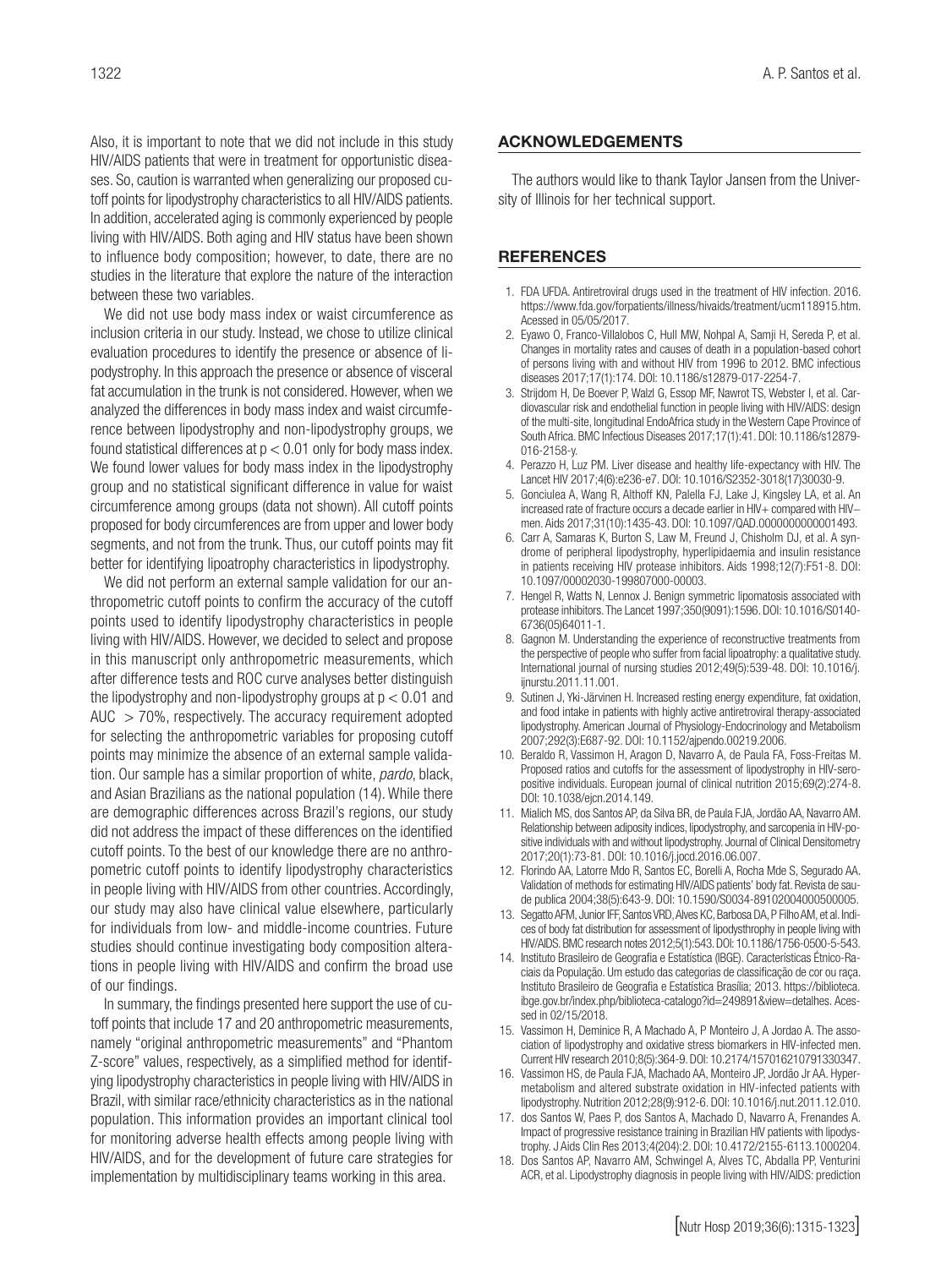Also, it is important to note that we did not include in this study HIV/AIDS patients that were in treatment for opportunistic diseases. So, caution is warranted when generalizing our proposed cutoff points for lipodystrophy characteristics to all HIV/AIDS patients. In addition, accelerated aging is commonly experienced by people living with HIV/AIDS. Both aging and HIV status have been shown to influence body composition; however, to date, there are no studies in the literature that explore the nature of the interaction between these two variables.

We did not use body mass index or waist circumference as inclusion criteria in our study. Instead, we chose to utilize clinical evaluation procedures to identify the presence or absence of lipodystrophy. In this approach the presence or absence of visceral fat accumulation in the trunk is not considered. However, when we analyzed the differences in body mass index and waist circumference between lipodystrophy and non-lipodystrophy groups, we found statistical differences at $p < 0.01$ only for body mass index. We found lower values for body mass index in the lipodystrophy group and no statistical significant difference in value for waist circumference among groups (data not shown). All cutoff points proposed for body circumferences are from upper and lower body segments, and not from the trunk. Thus, our cutoff points may fit better for identifying lipoatrophy characteristics in lipodystrophy.

We did not perform an external sample validation for our anthropometric cutoff points to confirm the accuracy of the cutoff points used to identify lipodystrophy characteristics in people living with HIV/AIDS. However, we decided to select and propose in this manuscript only anthropometric measurements, which after difference tests and ROC curve analyses better distinguish the lipodystrophy and non-lipodystrophy groups at $p < 0.01$ and AUC $> 70\%$, respectively. The accuracy requirement adopted for selecting the anthropometric variables for proposing cutoff points may minimize the absence of an external sample validation. Our sample has a similar proportion of white, *pardo*, black, and Asian Brazilians as the national population (14). While there are demographic differences across Brazil's regions, our study did not address the impact of these differences on the identified cutoff points. To the best of our knowledge there are no anthropometric cutoff points to identify lipodystrophy characteristics in people living with HIV/AIDS from other countries. Accordingly, our study may also have clinical value elsewhere, particularly for individuals from low- and middle-income countries. Future studies should continue investigating body composition alterations in people living with HIV/AIDS and confirm the broad use of our findings.

In summary, the findings presented here support the use of cutoff points that include 17 and 20 anthropometric measurements, namely "original anthropometric measurements" and "Phantom Z-score" values, respectively, as a simplified method for identifying lipodystrophy characteristics in people living with HIV/AIDS in Brazil, with similar race/ethnicity characteristics as in the national population. This information provides an important clinical tool for monitoring adverse health effects among people living with HIV/AIDS, and for the development of future care strategies for implementation by multidisciplinary teams working in this area.

## ACKNOWLEDGEMENTS

The authors would like to thank Taylor Jansen from the University of Illinois for her technical support.

## REFERENCES

1. FDA UFDA. Antiretroviral drugs used in the treatment of HIV infection. 2016. https://www.fda.gov/forpatients/illness/hivaids/treatment/ucm118915.htm. Acessed in 05/05/2017.
2. Eyawo O, Franco-Villalobos C, Hull MW, Nohpal A, Samji H, Sereda P, et al. Changes in mortality rates and causes of death in a population-based cohort of persons living with and without HIV from 1996 to 2012. BMC infectious diseases 2017;17(1):174. DOI: 10.1186/s12879-017-2254-7.
3. Strijdom H, De Boever P, Walzl G, Essop MF, Nawrot TS, Webster I, et al. Cardiovascular risk and endothelial function in people living with HIV/AIDS: design of the multi-site, longitudinal EndoAfrica study in the Western Cape Province of South Africa. BMC Infectious Diseases 2017;17(1):41. DOI: 10.1186/s12879-016-2158-y.
4. Perazzo H, Luz PM. Liver disease and healthy life-expectancy with HIV. The Lancet HIV 2017;4(6):e236-e7. DOI: 10.1016/S2352-3018(17)30030-9.
5. Gonciulea A, Wang R, Althoff KN, Palella FJ, Lake J, Kingsley LA, et al. An increased rate of fracture occurs a decade earlier in HIV+ compared with HIV– men. Aids 2017;31(10):1435-43. DOI: 10.1097/QAD.0000000000001493.
6. Carr A, Samaras K, Burton S, Law M, Freund J, Chisholm DJ, et al. A syndrome of peripheral lipodystrophy, hyperlipidaemia and insulin resistance in patients receiving HIV protease inhibitors. Aids 1998;12(7):F51-8. DOI: 10.1097/00002030-199807000-00003.
7. Hengel R, Watts N, Lennox J. Benign symmetric lipomatosis associated with protease inhibitors. The Lancet 1997;350(9091):1596. DOI: 10.1016/S0140-6736(05)64011-1.
8. Gagnon M. Understanding the experience of reconstructive treatments from the perspective of people who suffer from facial lipoatrophy: a qualitative study. International journal of nursing studies 2012;49(5):539-48. DOI: 10.1016/j.ijnurstu.2011.11.001.
9. Sutinen J, Yki-Järvinen H. Increased resting energy expenditure, fat oxidation, and food intake in patients with highly active antiretroviral therapy-associated lipodystrophy. American Journal of Physiology-Endocrinology and Metabolism 2007;292(3):E687-92. DOI: 10.1152/ajpendo.00219.2006.
10. Beraldo R, Vassimon H, Aragon D, Navarro A, de Paula FA, Foss-Freitas M. Proposed ratios and cutoffs for the assessment of lipodystrophy in HIV-seropositive individuals. European journal of clinical nutrition 2015;69(2):274-8. DOI: 10.1038/ejcn.2014.149.
11. Mialich MS, dos Santos AP, da Silva BR, de Paula FJA, Jordão AA, Navarro AM. Relationship between adiposity indices, lipodystrophy, and sarcopenia in HIV-positive individuals with and without lipodystrophy. Journal of Clinical Densitometry 2017;20(1):73-81. DOI: 10.1016/j.jocd.2016.06.007.
12. Florindo AA, Latorre Mdo R, Santos EC, Borelli A, Rocha Mde S, Segurado AA. Validation of methods for estimating HIV/AIDS patients' body fat. Revista de saude publica 2004;38(5):643-9. DOI: 10.1590/S0034-89102004000500005.
13. Segatto AFM, Junior IFF, Santos VRD, Alves KC, Barbosa DA, P Filho AM, et al. Indices of body fat distribution for assessment of lipodystrophy in people living with HIV/AIDS. BMC research notes 2012;5(1):543. DOI: 10.1186/1756-0500-5-543.
14. Instituto Brasileiro de Geografia e Estatística (IBGE). Características Étnico-Raciais da População. Um estudo das categorias de classificação de cor ou raça. Instituto Brasileiro de Geografia e Estatística Brasília; 2013. https://biblioteca.ibge.gov.br/index.php/biblioteca-catalogo?id=249891&view=detalhes. Acessed in 02/15/2018.
15. Vassimon H, Deminice R, A Machado A, P Monteiro J, A Jordao A. The association of lipodystrophy and oxidative stress biomarkers in HIV-infected men. Current HIV research 2010;8(5):364-9. DOI: 10.2174/157016210791330347.
16. Vassimon HS, de Paula FJA, Machado AA, Monteiro JP, Jordão Jr AA. Hypermetabolism and altered substrate oxidation in HIV-infected patients with lipodystrophy. Nutrition 2012;28(9):912-6. DOI: 10.1016/j.nut.2011.12.010.
17. dos Santos W, Paes P, dos Santos A, Machado D, Navarro A, Frenandes A. Impact of progressive resistance training in Brazilian HIV patients with lipodystrophy. J Aids Clin Res 2013;4(204):2. DOI: 10.4172/2155-6113.1000204.
18. Dos Santos AP, Navarro AM, Schwingel A, Alves TC, Abdalla PP, Venturini ACR, et al. Lipodystrophy diagnosis in people living with HIV/AIDS: prediction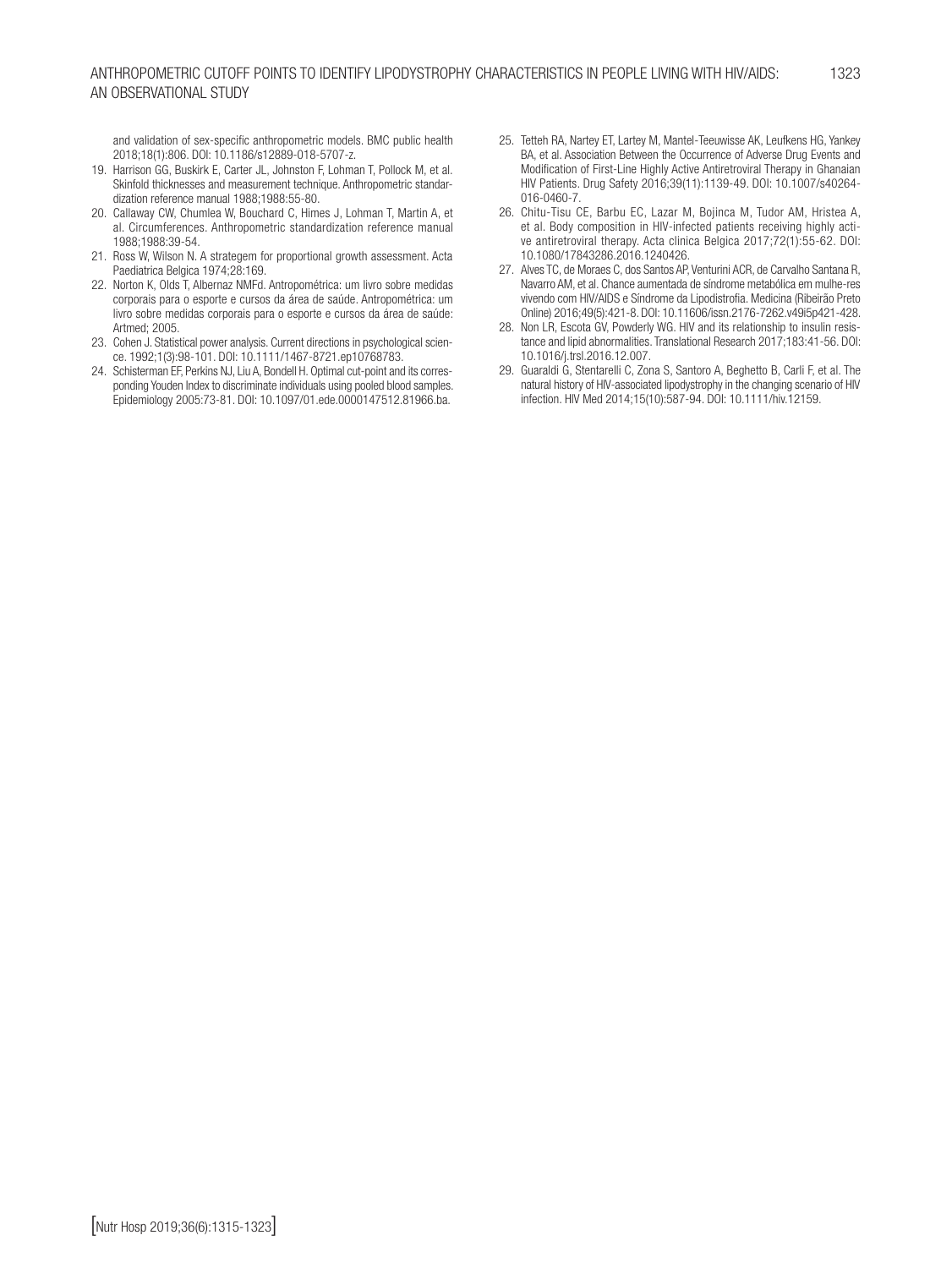and validation of sex-specific anthropometric models. BMC public health 2018;18(1):806. DOI: 10.1186/s12889-018-5707-z.

19. Harrison GG, Buskirk E, Carter JL, Johnston F, Lohman T, Pollock M, et al. Skinfold thicknesses and measurement technique. Anthropometric standardization reference manual 1988;1988:55-80.
20. Callaway CW, Chumlea W, Bouchard C, Himes J, Lohman T, Martin A, et al. Circumferences. Anthropometric standardization reference manual 1988;1988:39-54.
21. Ross W, Wilson N. A strategem for proportional growth assessment. Acta Paediatrica Belgica 1974;28:169.
22. Norton K, Olds T, Albernaz NMFd. Antropométrica: um livro sobre medidas corporais para o esporte e cursos da área de saúde. Antropométrica: um livro sobre medidas corporais para o esporte e cursos da área de saúde: Artmed; 2005.
23. Cohen J. Statistical power analysis. Current directions in psychological science. 1992;1(3):98-101. DOI: 10.1111/1467-8721.ep10768783.
24. Schisterman EF, Perkins NJ, Liu A, Bondell H. Optimal cut-point and its corresponding Youden Index to discriminate individuals using pooled blood samples. Epidemiology 2005:73-81. DOI: 10.1097/01.ede.0000147512.81966.ba.
25. Tetteh RA, Nartey ET, Lartey M, Mantel-Teeuwisse AK, Leufkens HG, Yankey BA, et al. Association Between the Occurrence of Adverse Drug Events and Modification of First-Line Highly Active Antiretroviral Therapy in Ghanaian HIV Patients. Drug Safety 2016;39(11):1139-49. DOI: 10.1007/s40264-016-0460-7.
26. Chitu-Tisu CE, Barbu EC, Lazar M, Bojinca M, Tudor AM, Hristea A, et al. Body composition in HIV-infected patients receiving highly active antiretroviral therapy. Acta clinica Belgica 2017;72(1):55-62. DOI: 10.1080/17843286.2016.1240426.
27. Alves TC, de Moraes C, dos Santos AP, Venturini ACR, de Carvalho Santana R, Navarro AM, et al. Chance aumentada de síndrome metabólica em mulheres vivendo com HIV/AIDS e Síndrome da Lipodistrofia. Medicina (Ribeirão Preto Online) 2016;49(5):421-8. DOI: 10.11606/issn.2176-7262.v49i5p421-428.
28. Non LR, Escota GV, Powderly WG. HIV and its relationship to insulin resistance and lipid abnormalities. Translational Research 2017;183:41-56. DOI: 10.1016/j.trsl.2016.12.007.
29. Guaraldi G, Stentarelli C, Zona S, Santoro A, Beghetto B, Carli F, et al. The natural history of HIV-associated lipodystrophy in the changing scenario of HIV infection. HIV Med 2014;15(10):587-94. DOI: 10.1111/hiv.12159.